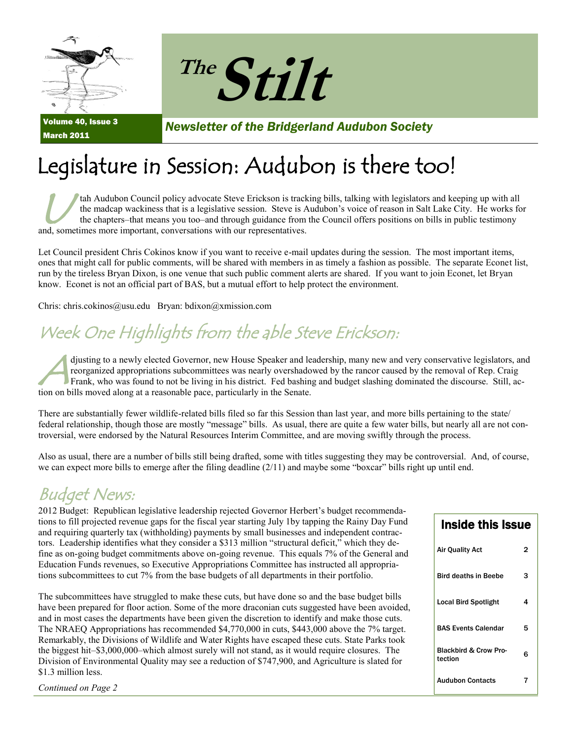# The Stilt

Volume 40, Issue 3
March 2011

*Newsletter of the Bridgerland Audubon Society*

# Legislature in Session: Audubon is there too!

Utah Audubon Council policy advocate Steve Erickson is tracking bills, talking with legislators and keeping up with all the madcap wackiness that is a legislative session. Steve is Audubon's voice of reason in Salt Lake City. He works for the chapters–that means you too–and through guidance from the Council offers positions on bills in public testimony and, sometimes more important, conversations with our representatives.

Let Council president Chris Cokinos know if you want to receive e-mail updates during the session. The most important items, ones that might call for public comments, will be shared with members in as timely a fashion as possible. The separate Econet list, run by the tireless Bryan Dixon, is one venue that such public comment alerts are shared. If you want to join Econet, let Bryan know. Econet is not an official part of BAS, but a mutual effort to help protect the environment.

Chris: chris.cokinos@usu.edu Bryan: bdixon@xmission.com

## Week One Highlights from the able Steve Erickson:

Adjusting to a newly elected Governor, new House Speaker and leadership, many new and very conservative legislators, and reorganized appropriations subcommittees was nearly overshadowed by the rancor caused by the removal of Rep. Craig Frank, who was found to not be living in his district. Fed bashing and budget slashing dominated the discourse. Still, action on bills moved along at a reasonable pace, particularly in the Senate.

There are substantially fewer wildlife-related bills filed so far this Session than last year, and more bills pertaining to the state/federal relationship, though those are mostly "message" bills. As usual, there are quite a few water bills, but nearly all are not controversial, were endorsed by the Natural Resources Interim Committee, and are moving swiftly through the process.

Also as usual, there are a number of bills still being drafted, some with titles suggesting they may be controversial. And, of course, we can expect more bills to emerge after the filing deadline (2/11) and maybe some "boxcar" bills right up until end.

## Budget News:

2012 Budget: Republican legislative leadership rejected Governor Herbert's budget recommendations to fill projected revenue gaps for the fiscal year starting July 1by tapping the Rainy Day Fund and requiring quarterly tax (withholding) payments by small businesses and independent contractors. Leadership identifies what they consider a $313 million "structural deficit," which they define as on-going budget commitments above on-going revenue. This equals 7% of the General and Education Funds revenues, so Executive Appropriations Committee has instructed all appropriations subcommittees to cut 7% from the base budgets of all departments in their portfolio.

The subcommittees have struggled to make these cuts, but have done so and the base budget bills have been prepared for floor action. Some of the more draconian cuts suggested have been avoided, and in most cases the departments have been given the discretion to identify and make those cuts. The NRAEQ Appropriations has recommended $4,770,000 in cuts, $443,000 above the 7% target. Remarkably, the Divisions of Wildlife and Water Rights have escaped these cuts. State Parks took the biggest hit–$3,000,000–which almost surely will not stand, as it would require closures. The Division of Environmental Quality may see a reduction of $747,900, and Agriculture is slated for $1.3 million less.

*Continued on Page 2*

### Inside this Issue

| | |
|---|---|
| Air Quality Act | 2 |
| Bird deaths in Beebe | 3 |
| Local Bird Spotlight | 4 |
| BAS Events Calendar | 5 |
| Blackbird & Crow Protection | 6 |
| Audubon Contacts | 7 |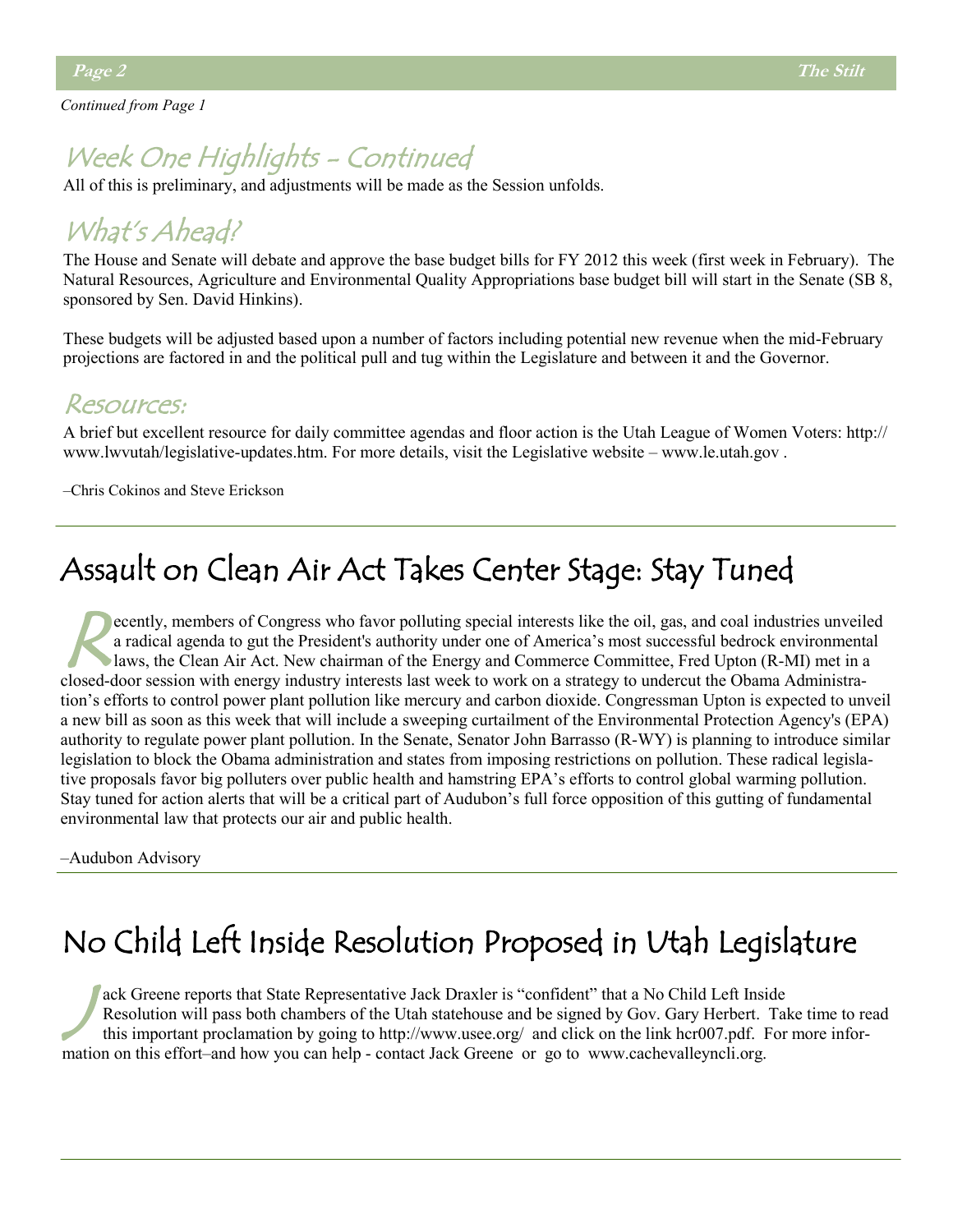*Continued from Page 1*

## Week One Highlights - Continued

All of this is preliminary, and adjustments will be made as the Session unfolds.

## What's Ahead?

The House and Senate will debate and approve the base budget bills for FY 2012 this week (first week in February). The Natural Resources, Agriculture and Environmental Quality Appropriations base budget bill will start in the Senate (SB 8, sponsored by Sen. David Hinkins).

These budgets will be adjusted based upon a number of factors including potential new revenue when the mid-February projections are factored in and the political pull and tug within the Legislature and between it and the Governor.

## Resources:

A brief but excellent resource for daily committee agendas and floor action is the Utah League of Women Voters: http://www.lwvutah/legislative-updates.htm. For more details, visit the Legislative website – www.le.utah.gov .

–Chris Cokinos and Steve Erickson

# Assault on Clean Air Act Takes Center Stage: Stay Tuned

Recently, members of Congress who favor polluting special interests like the oil, gas, and coal industries unveiled a radical agenda to gut the President's authority under one of America's most successful bedrock environmental laws, the Clean Air Act. New chairman of the Energy and Commerce Committee, Fred Upton (R-MI) met in a closed-door session with energy industry interests last week to work on a strategy to undercut the Obama Administration's efforts to control power plant pollution like mercury and carbon dioxide. Congressman Upton is expected to unveil a new bill as soon as this week that will include a sweeping curtailment of the Environmental Protection Agency's (EPA) authority to regulate power plant pollution. In the Senate, Senator John Barrasso (R-WY) is planning to introduce similar legislation to block the Obama administration and states from imposing restrictions on pollution. These radical legislative proposals favor big polluters over public health and hamstring EPA's efforts to control global warming pollution. Stay tuned for action alerts that will be a critical part of Audubon's full force opposition of this gutting of fundamental environmental law that protects our air and public health.

–Audubon Advisory

# No Child Left Inside Resolution Proposed in Utah Legislature

Jack Greene reports that State Representative Jack Draxler is "confident" that a No Child Left Inside Resolution will pass both chambers of the Utah statehouse and be signed by Gov. Gary Herbert. Take time to read this important proclamation by going to http://www.usee.org/ and click on the link hcr007.pdf. For more information on this effort–and how you can help - contact Jack Greene or go to www.cachevalleyncli.org.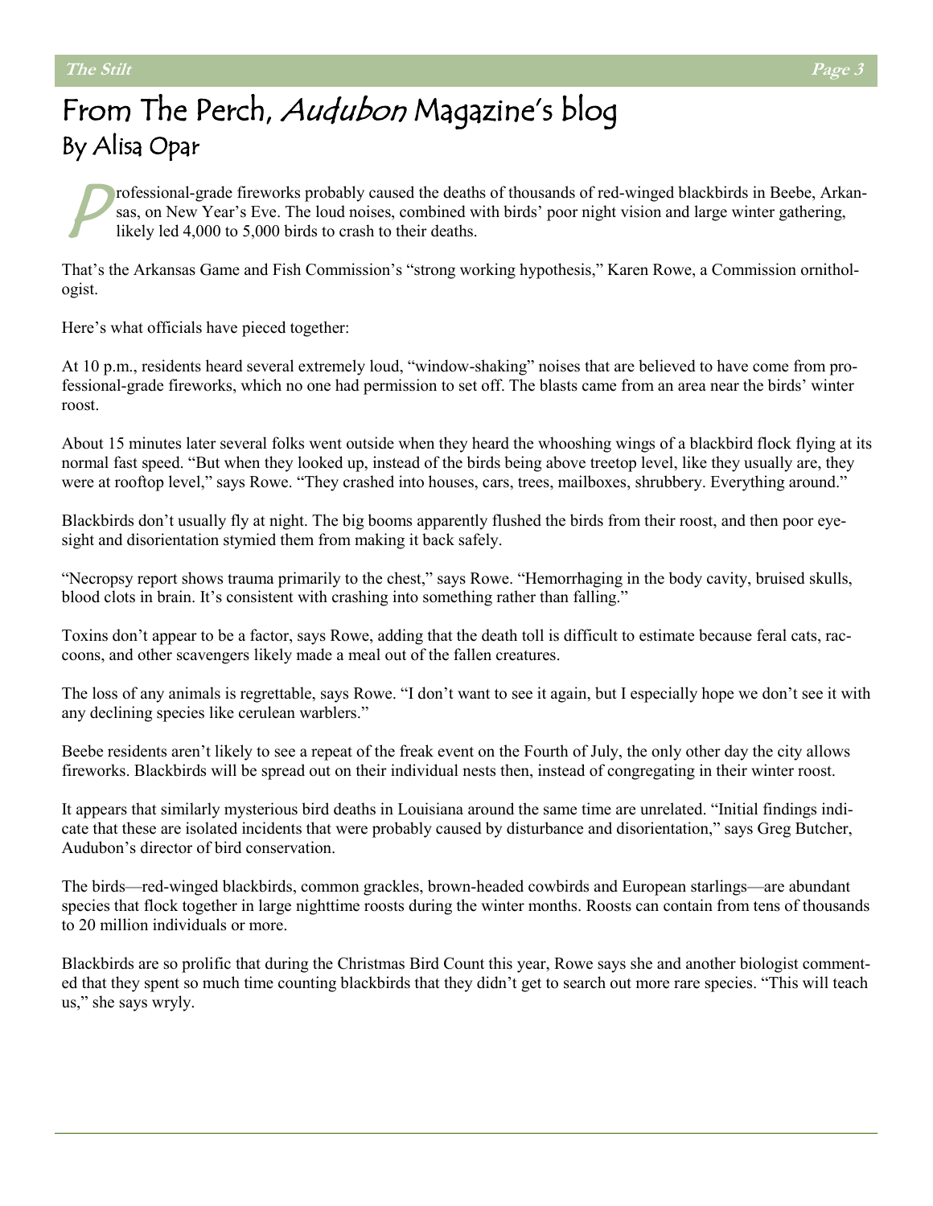# From The Perch, *Audubon* Magazine's blog

## By Alisa Opar

Professional-grade fireworks probably caused the deaths of thousands of red-winged blackbirds in Beebe, Arkansas, on New Year's Eve. The loud noises, combined with birds' poor night vision and large winter gathering, likely led 4,000 to 5,000 birds to crash to their deaths.

That's the Arkansas Game and Fish Commission's "strong working hypothesis," Karen Rowe, a Commission ornithologist.

Here's what officials have pieced together:

At 10 p.m., residents heard several extremely loud, "window-shaking" noises that are believed to have come from professional-grade fireworks, which no one had permission to set off. The blasts came from an area near the birds' winter roost.

About 15 minutes later several folks went outside when they heard the whooshing wings of a blackbird flock flying at its normal fast speed. "But when they looked up, instead of the birds being above treetop level, like they usually are, they were at rooftop level," says Rowe. "They crashed into houses, cars, trees, mailboxes, shrubbery. Everything around."

Blackbirds don't usually fly at night. The big booms apparently flushed the birds from their roost, and then poor eyesight and disorientation stymied them from making it back safely.

"Necropsy report shows trauma primarily to the chest," says Rowe. "Hemorrhaging in the body cavity, bruised skulls, blood clots in brain. It's consistent with crashing into something rather than falling."

Toxins don't appear to be a factor, says Rowe, adding that the death toll is difficult to estimate because feral cats, raccoons, and other scavengers likely made a meal out of the fallen creatures.

The loss of any animals is regrettable, says Rowe. "I don't want to see it again, but I especially hope we don't see it with any declining species like cerulean warblers."

Beebe residents aren't likely to see a repeat of the freak event on the Fourth of July, the only other day the city allows fireworks. Blackbirds will be spread out on their individual nests then, instead of congregating in their winter roost.

It appears that similarly mysterious bird deaths in Louisiana around the same time are unrelated. "Initial findings indicate that these are isolated incidents that were probably caused by disturbance and disorientation," says Greg Butcher, Audubon's director of bird conservation.

The birds—red-winged blackbirds, common grackles, brown-headed cowbirds and European starlings—are abundant species that flock together in large nighttime roosts during the winter months. Roosts can contain from tens of thousands to 20 million individuals or more.

Blackbirds are so prolific that during the Christmas Bird Count this year, Rowe says she and another biologist commented that they spent so much time counting blackbirds that they didn't get to search out more rare species. "This will teach us," she says wryly.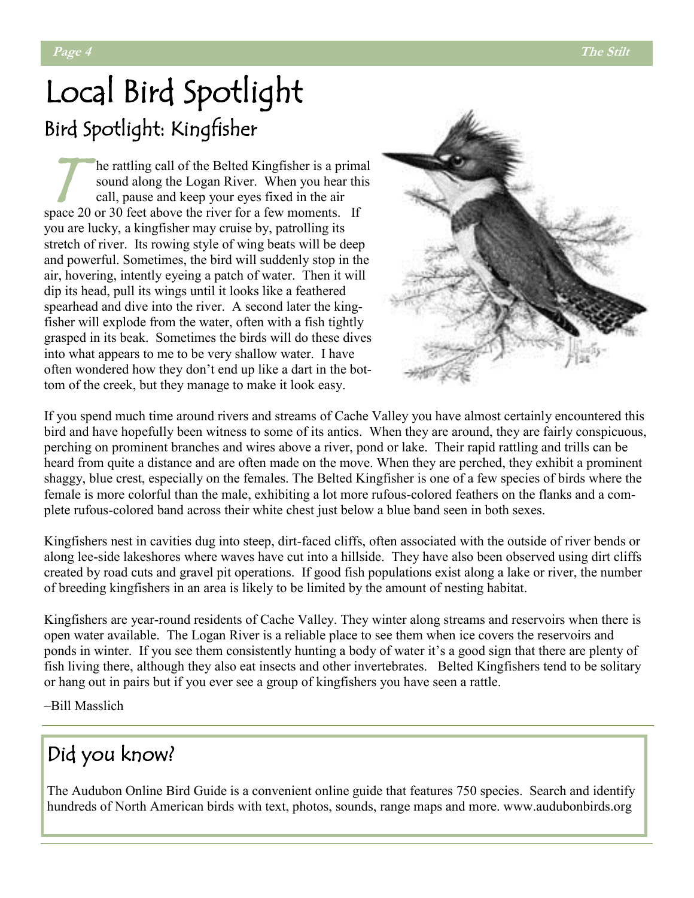# Local Bird Spotlight

## Bird Spotlight: Kingfisher

The rattling call of the Belted Kingfisher is a primal sound along the Logan River. When you hear this call, pause and keep your eyes fixed in the air space 20 or 30 feet above the river for a few moments. If you are lucky, a kingfisher may cruise by, patrolling its stretch of river. Its rowing style of wing beats will be deep and powerful. Sometimes, the bird will suddenly stop in the air, hovering, intently eyeing a patch of water. Then it will dip its head, pull its wings until it looks like a feathered spearhead and dive into the river. A second later the kingfisher will explode from the water, often with a fish tightly grasped in its beak. Sometimes the birds will do these dives into what appears to me to be very shallow water. I have often wondered how they don't end up like a dart in the bottom of the creek, but they manage to make it look easy.

If you spend much time around rivers and streams of Cache Valley you have almost certainly encountered this bird and have hopefully been witness to some of its antics. When they are around, they are fairly conspicuous, perching on prominent branches and wires above a river, pond or lake. Their rapid rattling and trills can be heard from quite a distance and are often made on the move. When they are perched, they exhibit a prominent shaggy, blue crest, especially on the females. The Belted Kingfisher is one of a few species of birds where the female is more colorful than the male, exhibiting a lot more rufous-colored feathers on the flanks and a complete rufous-colored band across their white chest just below a blue band seen in both sexes.

Kingfishers nest in cavities dug into steep, dirt-faced cliffs, often associated with the outside of river bends or along lee-side lakeshores where waves have cut into a hillside. They have also been observed using dirt cliffs created by road cuts and gravel pit operations. If good fish populations exist along a lake or river, the number of breeding kingfishers in an area is likely to be limited by the amount of nesting habitat.

Kingfishers are year-round residents of Cache Valley. They winter along streams and reservoirs when there is open water available. The Logan River is a reliable place to see them when ice covers the reservoirs and ponds in winter. If you see them consistently hunting a body of water it's a good sign that there are plenty of fish living there, although they also eat insects and other invertebrates. Belted Kingfishers tend to be solitary or hang out in pairs but if you ever see a group of kingfishers you have seen a rattle.

–Bill Masslich

## Did you know?

The Audubon Online Bird Guide is a convenient online guide that features 750 species. Search and identify hundreds of North American birds with text, photos, sounds, range maps and more. www.audubonbirds.org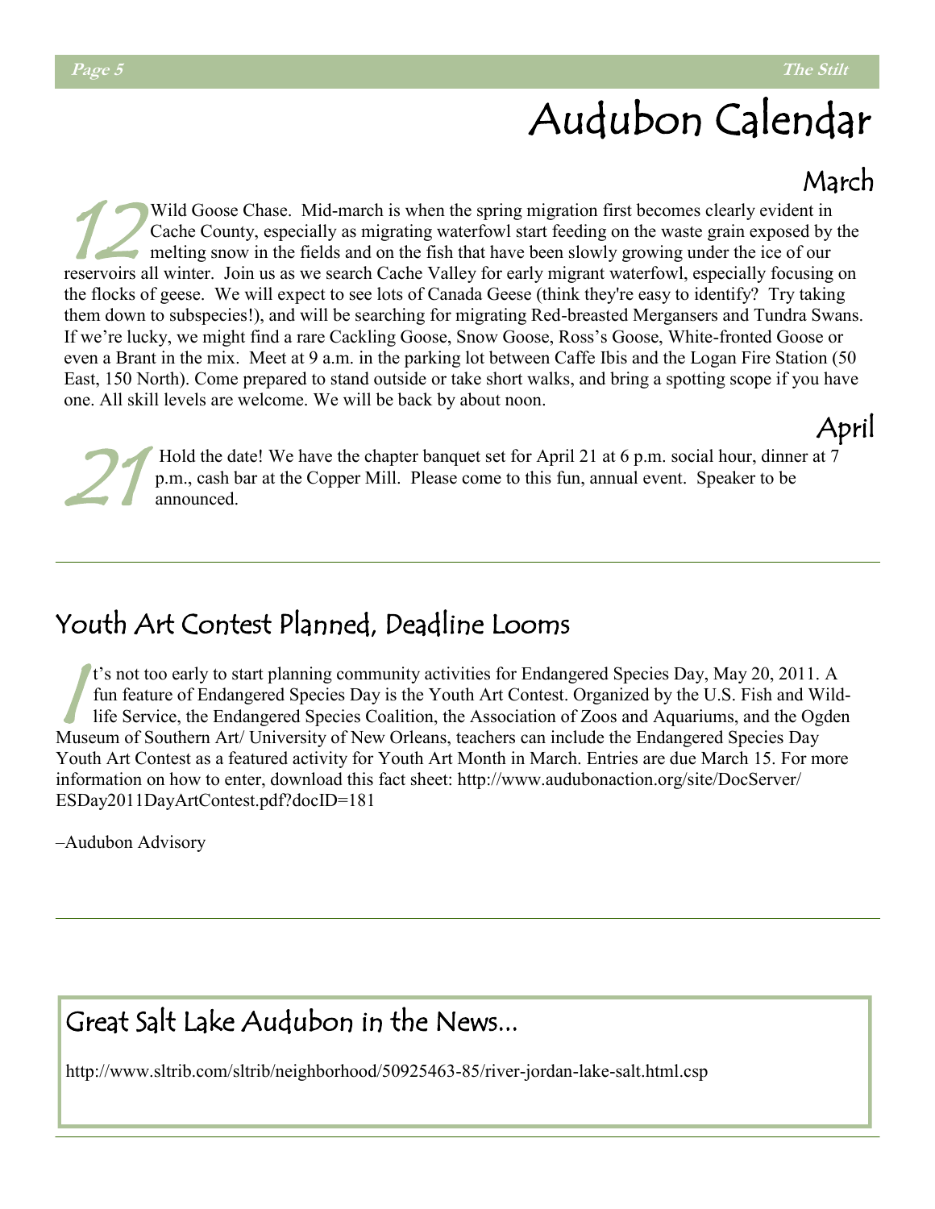# Audubon Calendar

## March

**12** Wild Goose Chase. Mid-march is when the spring migration first becomes clearly evident in Cache County, especially as migrating waterfowl start feeding on the waste grain exposed by the melting snow in the fields and on the fish that have been slowly growing under the ice of our reservoirs all winter. Join us as we search Cache Valley for early migrant waterfowl, especially focusing on the flocks of geese. We will expect to see lots of Canada Geese (think they're easy to identify? Try taking them down to subspecies!), and will be searching for migrating Red-breasted Mergansers and Tundra Swans. If we're lucky, we might find a rare Cackling Goose, Snow Goose, Ross's Goose, White-fronted Goose or even a Brant in the mix. Meet at 9 a.m. in the parking lot between Caffe Ibis and the Logan Fire Station (50 East, 150 North). Come prepared to stand outside or take short walks, and bring a spotting scope if you have one. All skill levels are welcome. We will be back by about noon.

## April

**21** Hold the date! We have the chapter banquet set for April 21 at 6 p.m. social hour, dinner at 7 p.m., cash bar at the Copper Mill. Please come to this fun, annual event. Speaker to be announced.

---

## Youth Art Contest Planned, Deadline Looms

It's not too early to start planning community activities for Endangered Species Day, May 20, 2011. A fun feature of Endangered Species Day is the Youth Art Contest. Organized by the U.S. Fish and Wildlife Service, the Endangered Species Coalition, the Association of Zoos and Aquariums, and the Ogden Museum of Southern Art/ University of New Orleans, teachers can include the Endangered Species Day Youth Art Contest as a featured activity for Youth Art Month in March. Entries are due March 15. For more information on how to enter, download this fact sheet: http://www.audubonaction.org/site/DocServer/ESDay2011DayArtContest.pdf?docID=181

–Audubon Advisory

---

## Great Salt Lake Audubon in the News...

http://www.sltrib.com/sltrib/neighborhood/50925463-85/river-jordan-lake-salt.html.csp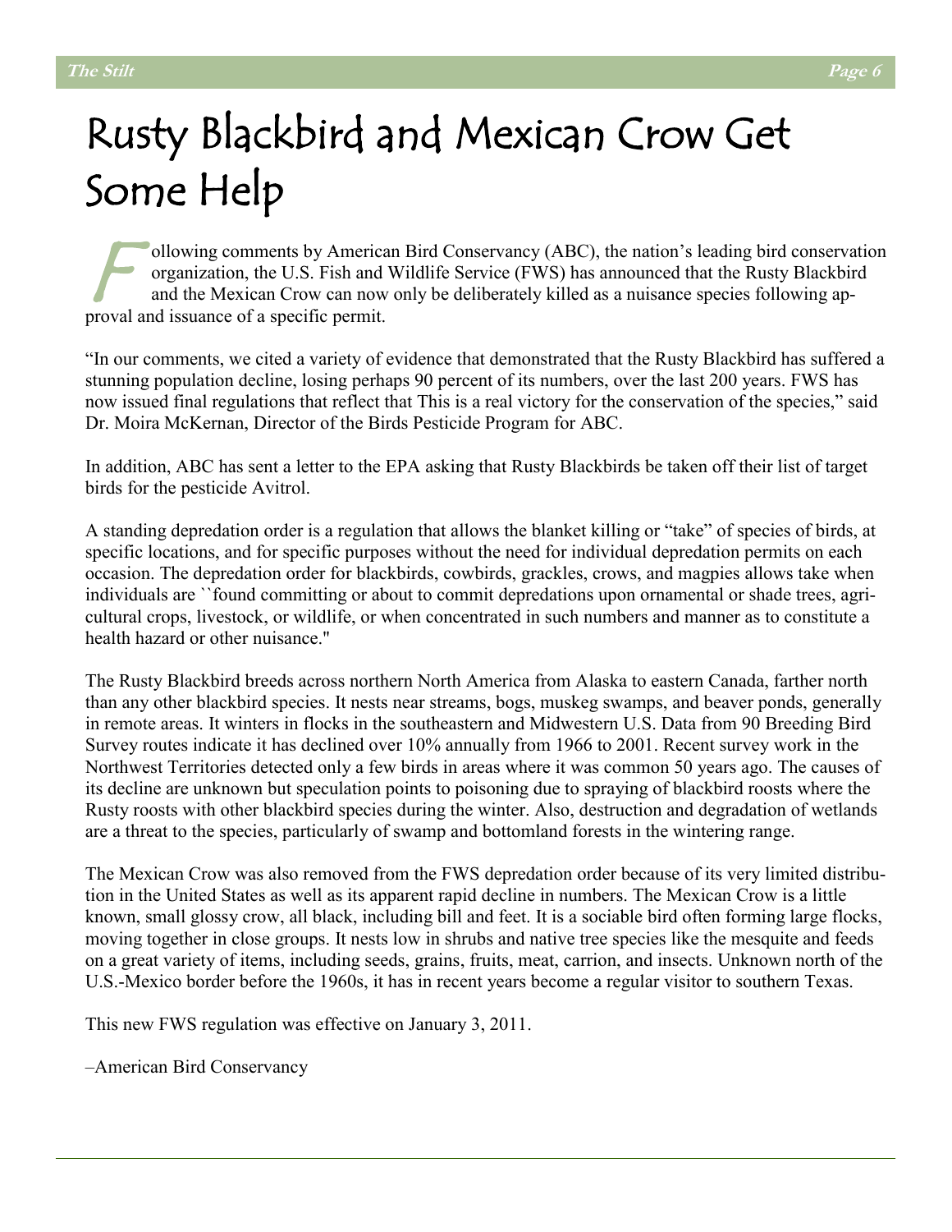# Rusty Blackbird and Mexican Crow Get Some Help

Following comments by American Bird Conservancy (ABC), the nation's leading bird conservation organization, the U.S. Fish and Wildlife Service (FWS) has announced that the Rusty Blackbird and the Mexican Crow can now only be deliberately killed as a nuisance species following approval and issuance of a specific permit.

"In our comments, we cited a variety of evidence that demonstrated that the Rusty Blackbird has suffered a stunning population decline, losing perhaps 90 percent of its numbers, over the last 200 years. FWS has now issued final regulations that reflect that This is a real victory for the conservation of the species," said Dr. Moira McKernan, Director of the Birds Pesticide Program for ABC.

In addition, ABC has sent a letter to the EPA asking that Rusty Blackbirds be taken off their list of target birds for the pesticide Avitrol.

A standing depredation order is a regulation that allows the blanket killing or "take" of species of birds, at specific locations, and for specific purposes without the need for individual depredation permits on each occasion. The depredation order for blackbirds, cowbirds, grackles, crows, and magpies allows take when individuals are ``found committing or about to commit depredations upon ornamental or shade trees, agricultural crops, livestock, or wildlife, or when concentrated in such numbers and manner as to constitute a health hazard or other nuisance."

The Rusty Blackbird breeds across northern North America from Alaska to eastern Canada, farther north than any other blackbird species. It nests near streams, bogs, muskeg swamps, and beaver ponds, generally in remote areas. It winters in flocks in the southeastern and Midwestern U.S. Data from 90 Breeding Bird Survey routes indicate it has declined over 10% annually from 1966 to 2001. Recent survey work in the Northwest Territories detected only a few birds in areas where it was common 50 years ago. The causes of its decline are unknown but speculation points to poisoning due to spraying of blackbird roosts where the Rusty roosts with other blackbird species during the winter. Also, destruction and degradation of wetlands are a threat to the species, particularly of swamp and bottomland forests in the wintering range.

The Mexican Crow was also removed from the FWS depredation order because of its very limited distribution in the United States as well as its apparent rapid decline in numbers. The Mexican Crow is a little known, small glossy crow, all black, including bill and feet. It is a sociable bird often forming large flocks, moving together in close groups. It nests low in shrubs and native tree species like the mesquite and feeds on a great variety of items, including seeds, grains, fruits, meat, carrion, and insects. Unknown north of the U.S.-Mexico border before the 1960s, it has in recent years become a regular visitor to southern Texas.

This new FWS regulation was effective on January 3, 2011.

–American Bird Conservancy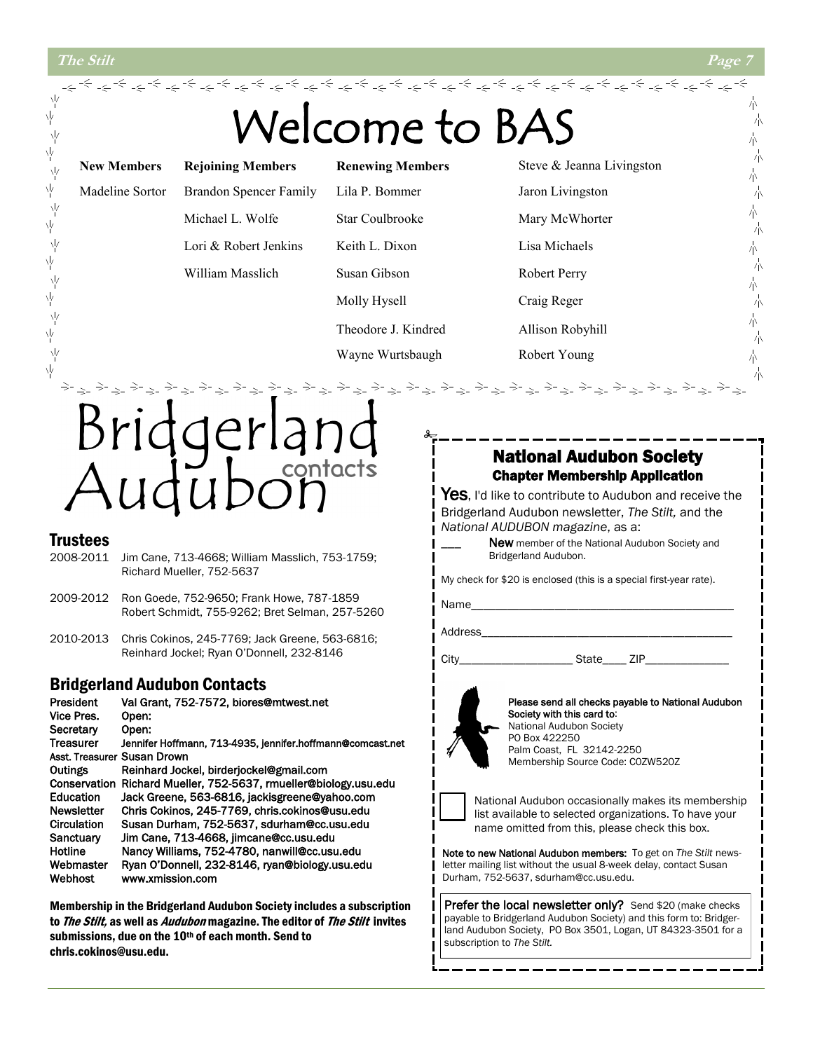# Welcome to BAS

| New Members | Rejoining Members | Renewing Members | |
|---|---|---|---|
| Madeline Sortor | Brandon Spencer Family | Lila P. Bommer | Steve & Jeanna Livingston |
| | Michael L. Wolfe | Star Coulbrooke | Jaron Livingston |
| | Lori & Robert Jenkins | Keith L. Dixon | Mary McWhorter |
| | William Masslich | Susan Gibson | Lisa Michaels |
| | | Molly Hysell | Robert Perry |
| | | Theodore J. Kindred | Craig Reger |
| | | Wayne Wurtsbaugh | Allison Robyhill |
| | | | Robert Young |

# Bridgerland Audubon contacts

## Trustees

2008-2011 Jim Cane, 713-4668; William Masslich, 753-1759; Richard Mueller, 752-5637

2009-2012 Ron Goede, 752-9650; Frank Howe, 787-1859 Robert Schmidt, 755-9262; Bret Selman, 257-5260

2010-2013 Chris Cokinos, 245-7769; Jack Greene, 563-6816; Reinhard Jockel; Ryan O'Donnell, 232-8146

## Bridgerland Audubon Contacts

| | |
|---|---|
| President | Val Grant, 752-7572, biores@mtwest.net |
| Vice Pres. | Open: |
| Secretary | Open: |
| Treasurer | Jennifer Hoffmann, 713-4935, jennifer.hoffmann@comcast.net |
| Asst. Treasurer | Susan Drown |
| Outings | Reinhard Jockel, birderjockel@gmail.com |
| Conservation | Richard Mueller, 752-5637, rmueller@biology.usu.edu |
| Education | Jack Greene, 563-6816, jackisgreene@yahoo.com |
| Newsletter | Chris Cokinos, 245-7769, chris.cokinos@usu.edu |
| Circulation | Susan Durham, 752-5637, sdurham@cc.usu.edu |
| Sanctuary | Jim Cane, 713-4668, jimcane@cc.usu.edu |
| Hotline | Nancy Williams, 752-4780, nanwill@cc.usu.edu |
| Webmaster | Ryan O'Donnell, 232-8146, ryan@biology.usu.edu |
| Webhost | www.xmission.com |

**Membership in the Bridgerland Audubon Society includes a subscription to *The Stilt,* as well as *Audubon* magazine. The editor of *The Stilt* invites submissions, due on the 10th of each month. Send to chris.cokinos@usu.edu.**

## National Audubon Society
### Chapter Membership Application

**Yes**, I'd like to contribute to Audubon and receive the Bridgerland Audubon newsletter, *The Stilt,* and the *National AUDUBON magazine*, as a:

___ **New** member of the National Audubon Society and Bridgerland Audubon.

My check for $20 is enclosed (this is a special first-year rate).

Name_______________________________________________

Address_____________________________________________

City___________________ State____ ZIP______________

**Please send all checks payable to National Audubon Society with this card to:**
National Audubon Society
PO Box 422250
Palm Coast, FL 32142-2250
Membership Source Code: C0ZW520Z

☐ National Audubon occasionally makes its membership list available to selected organizations. To have your name omitted from this, please check this box.

**Note to new National Audubon members:** To get on *The Stilt* newsletter mailing list without the usual 8-week delay, contact Susan Durham, 752-5637, sdurham@cc.usu.edu.

**Prefer the local newsletter only?** Send $20 (make checks payable to Bridgerland Audubon Society) and this form to: Bridgerland Audubon Society, PO Box 3501, Logan, UT 84323-3501 for a subscription to *The Stilt.*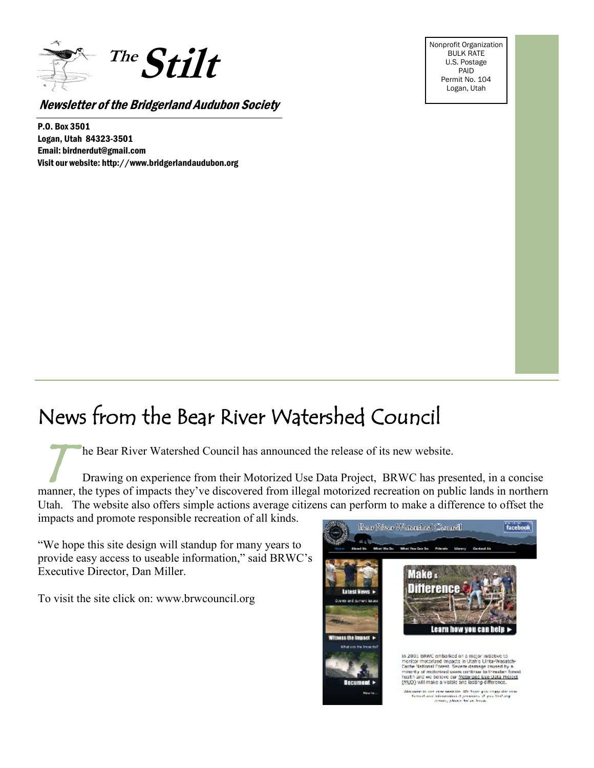# *The Stilt*

***Newsletter of the Bridgerland Audubon Society***

**P.O. Box 3501**
**Logan, Utah 84323-3501**
**Email: birdnerdut@gmail.com**
**Visit our website: http://www.bridgerlandaudubon.org**

Nonprofit Organization
BULK RATE
U.S. Postage
PAID
Permit No. 104
Logan, Utah

# News from the Bear River Watershed Council

The Bear River Watershed Council has announced the release of its new website.

Drawing on experience from their Motorized Use Data Project, BRWC has presented, in a concise manner, the types of impacts they've discovered from illegal motorized recreation on public lands in northern Utah. The website also offers simple actions average citizens can perform to make a difference to offset the impacts and promote responsible recreation of all kinds.

"We hope this site design will standup for many years to provide easy access to useable information," said BRWC's Executive Director, Dan Miller.

To visit the site click on: www.brwcouncil.org